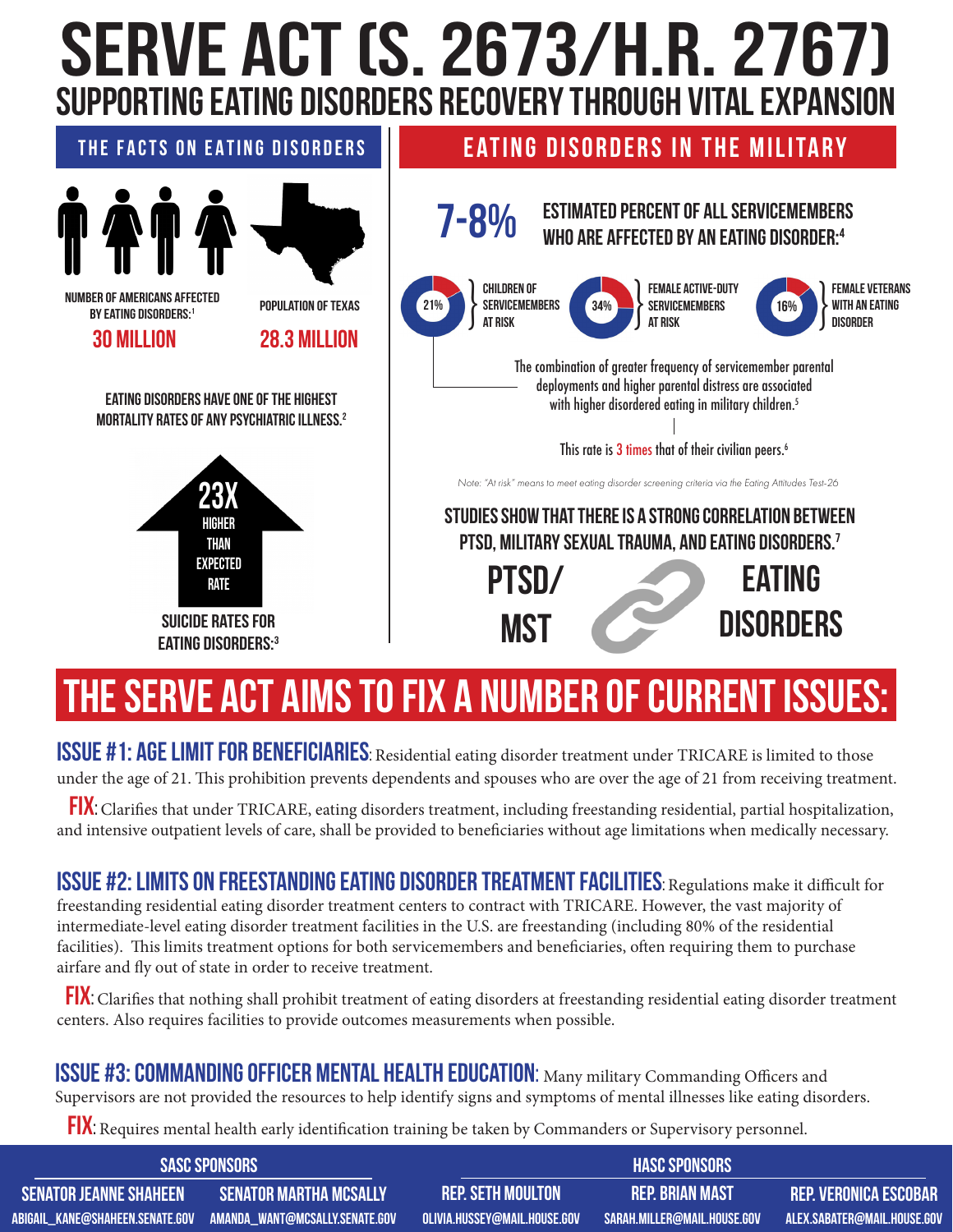# SERVE ACT (S. 2673/H.R. 2767)

## SUPPORTING EATING DISORDERS RECOVERY THROUGH VITAL EXPANSION

### THE FACTS ON EATING DISORDERS

NUMBER OF AMERICANS AFFECTED BY EATING DISORDERS:[1]

**30 MILLION**

POPULATION OF TEXAS

**28.3 MILLION**

EATING DISORDERS HAVE ONE OF THE HIGHEST MORTALITY RATES OF ANY PSYCHIATRIC ILLNESS.[2]

**23X** HIGHER THAN EXPECTED RATE

SUICIDE RATES FOR EATING DISORDERS:[3]

### EATING DISORDERS IN THE MILITARY

**7-8%** ESTIMATED PERCENT OF ALL SERVICEMEMBERS WHO ARE AFFECTED BY AN EATING DISORDER:[4]

- **21%** CHILDREN OF SERVICEMEMBERS AT RISK
- **34%** FEMALE ACTIVE-DUTY SERVICEMEMBERS AT RISK
- **16%** FEMALE VETERANS WITH AN EATING DISORDER

The combination of greater frequency of servicemember parental deployments and higher parental distress are associated with higher disordered eating in military children.[5]

This rate is 3 times that of their civilian peers.[6]

*Note: "At risk" means to meet eating disorder screening criteria via the Eating Attitudes Test-26*

STUDIES SHOW THAT THERE IS A STRONG CORRELATION BETWEEN PTSD, MILITARY SEXUAL TRAUMA, AND EATING DISORDERS.[7]

PTSD/ MST — EATING DISORDERS

# THE SERVE ACT AIMS TO FIX A NUMBER OF CURRENT ISSUES:

**ISSUE #1: AGE LIMIT FOR BENEFICIARIES**: Residential eating disorder treatment under TRICARE is limited to those under the age of 21. This prohibition prevents dependents and spouses who are over the age of 21 from receiving treatment.

**FIX**: Clarifies that under TRICARE, eating disorders treatment, including freestanding residential, partial hospitalization, and intensive outpatient levels of care, shall be provided to beneficiaries without age limitations when medically necessary.

**ISSUE #2: LIMITS ON FREESTANDING EATING DISORDER TREATMENT FACILITIES**: Regulations make it difficult for freestanding residential eating disorder treatment centers to contract with TRICARE. However, the vast majority of intermediate-level eating disorder treatment facilities in the U.S. are freestanding (including 80% of the residential facilities). This limits treatment options for both servicemembers and beneficiaries, often requiring them to purchase airfare and fly out of state in order to receive treatment.

**FIX**: Clarifies that nothing shall prohibit treatment of eating disorders at freestanding residential eating disorder treatment centers. Also requires facilities to provide outcomes measurements when possible.

**ISSUE #3: COMMANDING OFFICER MENTAL HEALTH EDUCATION**: Many military Commanding Officers and Supervisors are not provided the resources to help identify signs and symptoms of mental illnesses like eating disorders.

**FIX**: Requires mental health early identification training be taken by Commanders or Supervisory personnel.

**SASC SPONSORS**

- SENATOR JEANNE SHAHEEN — ABIGAIL_KANE@SHAHEEN.SENATE.GOV
- SENATOR MARTHA MCSALLY — AMANDA_WANT@MCSALLY.SENATE.GOV

**HASC SPONSORS**

- REP. SETH MOULTON — OLIVIA.HUSSEY@MAIL.HOUSE.GOV
- REP. BRIAN MAST — SARAH.MILLER@MAIL.HOUSE.GOV
- REP. VERONICA ESCOBAR — ALEX.SABATER@MAIL.HOUSE.GOV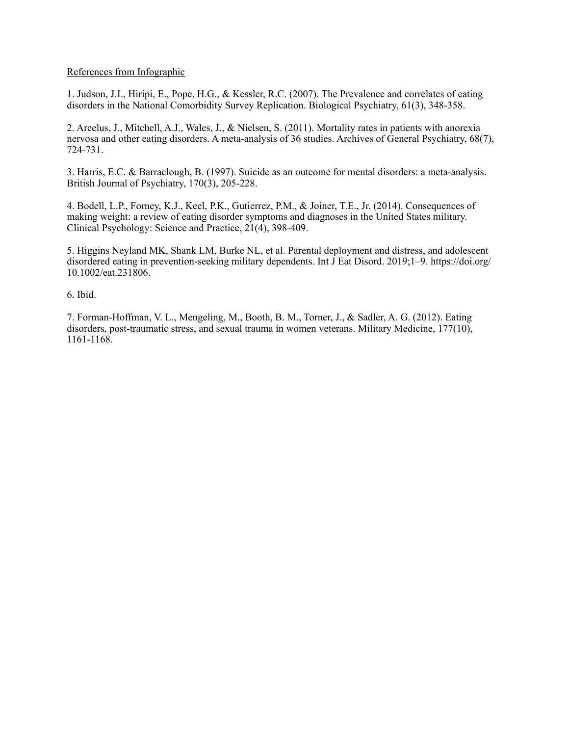References from Infographic

1. Judson, J.I., Hiripi, E., Pope, H.G., & Kessler, R.C. (2007). The Prevalence and correlates of eating disorders in the National Comorbidity Survey Replication. Biological Psychiatry, 61(3), 348-358.

2. Arcelus, J., Mitchell, A.J., Wales, J., & Nielsen, S. (2011). Mortality rates in patients with anorexia nervosa and other eating disorders. A meta-analysis of 36 studies. Archives of General Psychiatry, 68(7), 724-731.

3. Harris, E.C. & Barraclough, B. (1997). Suicide as an outcome for mental disorders: a meta-analysis. British Journal of Psychiatry, 170(3), 205-228.

4. Bodell, L.P., Forney, K.J., Keel, P.K., Gutierrez, P.M., & Joiner, T.E., Jr. (2014). Consequences of making weight: a review of eating disorder symptoms and diagnoses in the United States military. Clinical Psychology: Science and Practice, 21(4), 398-409.

5. Higgins Neyland MK, Shank LM, Burke NL, et al. Parental deployment and distress, and adolescent disordered eating in prevention-seeking military dependents. Int J Eat Disord. 2019;1–9. https://doi.org/10.1002/eat.231806.

6. Ibid.

7. Forman-Hoffman, V. L., Mengeling, M., Booth, B. M., Torner, J., & Sadler, A. G. (2012). Eating disorders, post-traumatic stress, and sexual trauma in women veterans. Military Medicine, 177(10), 1161-1168.